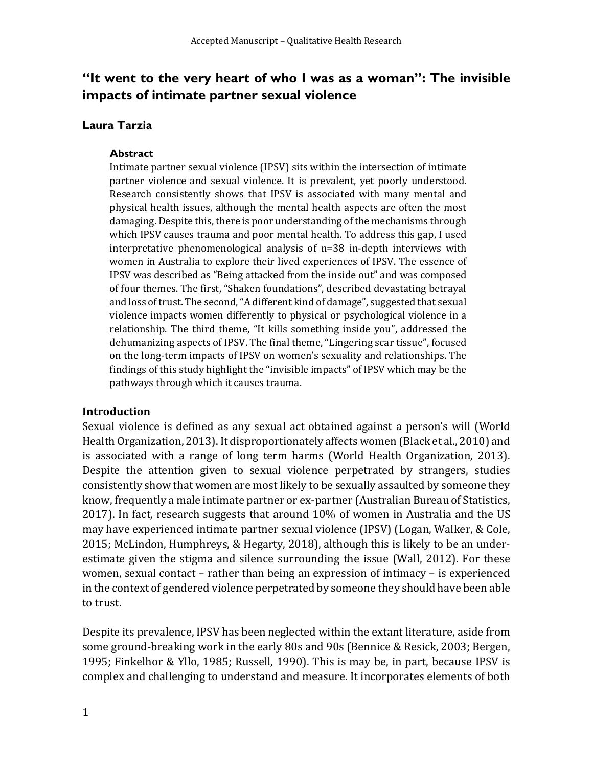# "It went to the very heart of who I was as a woman": The invisible impacts of intimate partner sexual violence

**Laura Tarzia**

### Abstract

Intimate partner sexual violence (IPSV) sits within the intersection of intimate partner violence and sexual violence. It is prevalent, yet poorly understood. Research consistently shows that IPSV is associated with many mental and physical health issues, although the mental health aspects are often the most damaging. Despite this, there is poor understanding of the mechanisms through which IPSV causes trauma and poor mental health. To address this gap, I used interpretative phenomenological analysis of n=38 in-depth interviews with women in Australia to explore their lived experiences of IPSV. The essence of IPSV was described as "Being attacked from the inside out" and was composed of four themes. The first, "Shaken foundations", described devastating betrayal and loss of trust. The second, "A different kind of damage", suggested that sexual violence impacts women differently to physical or psychological violence in a relationship. The third theme, "It kills something inside you", addressed the dehumanizing aspects of IPSV. The final theme, "Lingering scar tissue", focused on the long-term impacts of IPSV on women's sexuality and relationships. The findings of this study highlight the "invisible impacts" of IPSV which may be the pathways through which it causes trauma.

## Introduction

Sexual violence is defined as any sexual act obtained against a person's will (World Health Organization, 2013). It disproportionately affects women (Black et al., 2010) and is associated with a range of long term harms (World Health Organization, 2013). Despite the attention given to sexual violence perpetrated by strangers, studies consistently show that women are most likely to be sexually assaulted by someone they know, frequently a male intimate partner or ex-partner (Australian Bureau of Statistics, 2017). In fact, research suggests that around 10% of women in Australia and the US may have experienced intimate partner sexual violence (IPSV) (Logan, Walker, & Cole, 2015; McLindon, Humphreys, & Hegarty, 2018), although this is likely to be an under-estimate given the stigma and silence surrounding the issue (Wall, 2012). For these women, sexual contact – rather than being an expression of intimacy – is experienced in the context of gendered violence perpetrated by someone they should have been able to trust.

Despite its prevalence, IPSV has been neglected within the extant literature, aside from some ground-breaking work in the early 80s and 90s (Bennice & Resick, 2003; Bergen, 1995; Finkelhor & Yllo, 1985; Russell, 1990). This is may be, in part, because IPSV is complex and challenging to understand and measure. It incorporates elements of both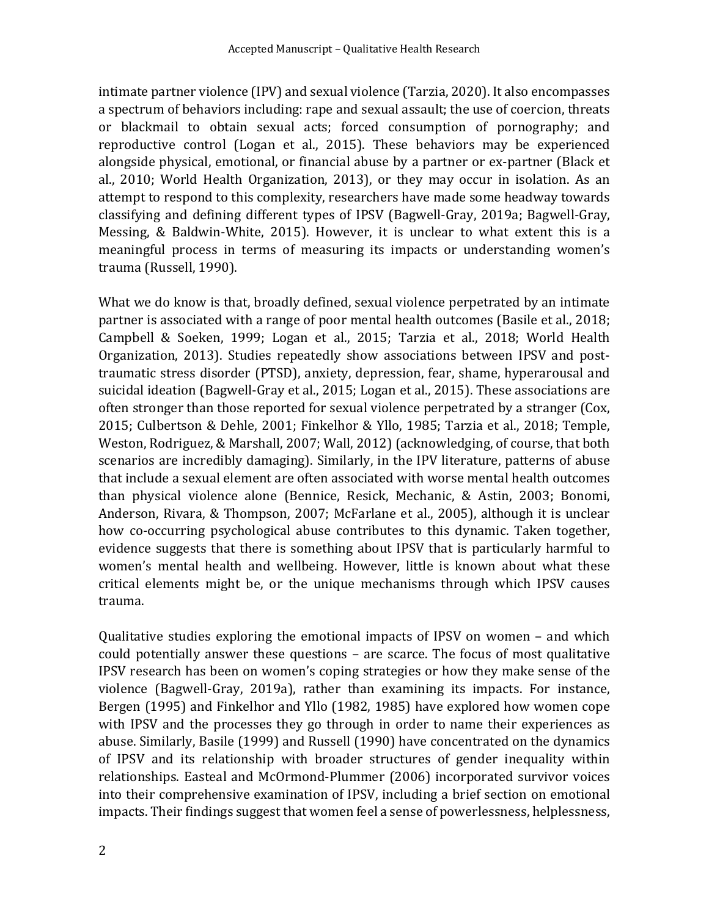intimate partner violence (IPV) and sexual violence (Tarzia, 2020). It also encompasses a spectrum of behaviors including: rape and sexual assault; the use of coercion, threats or blackmail to obtain sexual acts; forced consumption of pornography; and reproductive control (Logan et al., 2015). These behaviors may be experienced alongside physical, emotional, or financial abuse by a partner or ex-partner (Black et al., 2010; World Health Organization, 2013), or they may occur in isolation. As an attempt to respond to this complexity, researchers have made some headway towards classifying and defining different types of IPSV (Bagwell-Gray, 2019a; Bagwell-Gray, Messing, & Baldwin-White, 2015). However, it is unclear to what extent this is a meaningful process in terms of measuring its impacts or understanding women's trauma (Russell, 1990).

What we do know is that, broadly defined, sexual violence perpetrated by an intimate partner is associated with a range of poor mental health outcomes (Basile et al., 2018; Campbell & Soeken, 1999; Logan et al., 2015; Tarzia et al., 2018; World Health Organization, 2013). Studies repeatedly show associations between IPSV and post-traumatic stress disorder (PTSD), anxiety, depression, fear, shame, hyperarousal and suicidal ideation (Bagwell-Gray et al., 2015; Logan et al., 2015). These associations are often stronger than those reported for sexual violence perpetrated by a stranger (Cox, 2015; Culbertson & Dehle, 2001; Finkelhor & Yllo, 1985; Tarzia et al., 2018; Temple, Weston, Rodriguez, & Marshall, 2007; Wall, 2012) (acknowledging, of course, that both scenarios are incredibly damaging). Similarly, in the IPV literature, patterns of abuse that include a sexual element are often associated with worse mental health outcomes than physical violence alone (Bennice, Resick, Mechanic, & Astin, 2003; Bonomi, Anderson, Rivara, & Thompson, 2007; McFarlane et al., 2005), although it is unclear how co-occurring psychological abuse contributes to this dynamic. Taken together, evidence suggests that there is something about IPSV that is particularly harmful to women's mental health and wellbeing. However, little is known about what these critical elements might be, or the unique mechanisms through which IPSV causes trauma.

Qualitative studies exploring the emotional impacts of IPSV on women – and which could potentially answer these questions – are scarce. The focus of most qualitative IPSV research has been on women's coping strategies or how they make sense of the violence (Bagwell-Gray, 2019a), rather than examining its impacts. For instance, Bergen (1995) and Finkelhor and Yllo (1982, 1985) have explored how women cope with IPSV and the processes they go through in order to name their experiences as abuse. Similarly, Basile (1999) and Russell (1990) have concentrated on the dynamics of IPSV and its relationship with broader structures of gender inequality within relationships. Easteal and McOrmond-Plummer (2006) incorporated survivor voices into their comprehensive examination of IPSV, including a brief section on emotional impacts. Their findings suggest that women feel a sense of powerlessness, helplessness,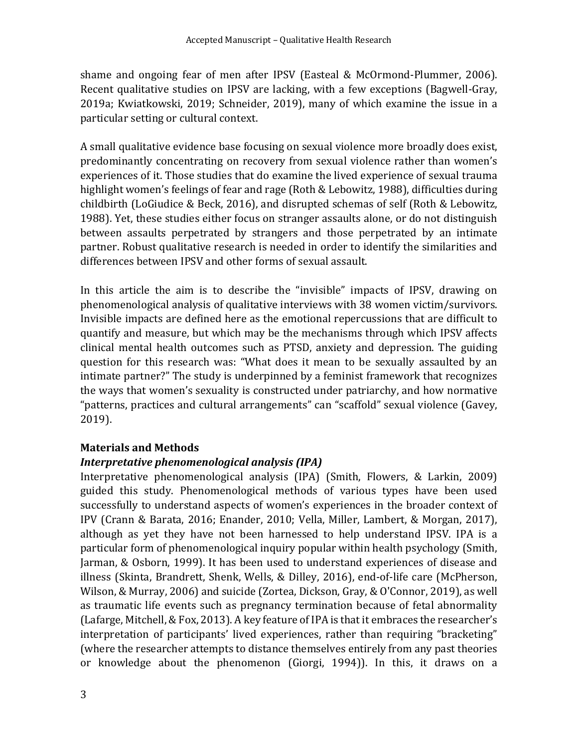shame and ongoing fear of men after IPSV (Easteal & McOrmond-Plummer, 2006). Recent qualitative studies on IPSV are lacking, with a few exceptions (Bagwell-Gray, 2019a; Kwiatkowski, 2019; Schneider, 2019), many of which examine the issue in a particular setting or cultural context.

A small qualitative evidence base focusing on sexual violence more broadly does exist, predominantly concentrating on recovery from sexual violence rather than women's experiences of it. Those studies that do examine the lived experience of sexual trauma highlight women's feelings of fear and rage (Roth & Lebowitz, 1988), difficulties during childbirth (LoGiudice & Beck, 2016), and disrupted schemas of self (Roth & Lebowitz, 1988). Yet, these studies either focus on stranger assaults alone, or do not distinguish between assaults perpetrated by strangers and those perpetrated by an intimate partner. Robust qualitative research is needed in order to identify the similarities and differences between IPSV and other forms of sexual assault.

In this article the aim is to describe the "invisible" impacts of IPSV, drawing on phenomenological analysis of qualitative interviews with 38 women victim/survivors. Invisible impacts are defined here as the emotional repercussions that are difficult to quantify and measure, but which may be the mechanisms through which IPSV affects clinical mental health outcomes such as PTSD, anxiety and depression. The guiding question for this research was: "What does it mean to be sexually assaulted by an intimate partner?" The study is underpinned by a feminist framework that recognizes the ways that women's sexuality is constructed under patriarchy, and how normative "patterns, practices and cultural arrangements" can "scaffold" sexual violence (Gavey, 2019).

## Materials and Methods

### *Interpretative phenomenological analysis (IPA)*

Interpretative phenomenological analysis (IPA) (Smith, Flowers, & Larkin, 2009) guided this study. Phenomenological methods of various types have been used successfully to understand aspects of women's experiences in the broader context of IPV (Crann & Barata, 2016; Enander, 2010; Vella, Miller, Lambert, & Morgan, 2017), although as yet they have not been harnessed to help understand IPSV. IPA is a particular form of phenomenological inquiry popular within health psychology (Smith, Jarman, & Osborn, 1999). It has been used to understand experiences of disease and illness (Skinta, Brandrett, Shenk, Wells, & Dilley, 2016), end-of-life care (McPherson, Wilson, & Murray, 2006) and suicide (Zortea, Dickson, Gray, & O'Connor, 2019), as well as traumatic life events such as pregnancy termination because of fetal abnormality (Lafarge, Mitchell, & Fox, 2013). A key feature of IPA is that it embraces the researcher's interpretation of participants' lived experiences, rather than requiring "bracketing" (where the researcher attempts to distance themselves entirely from any past theories or knowledge about the phenomenon (Giorgi, 1994)). In this, it draws on a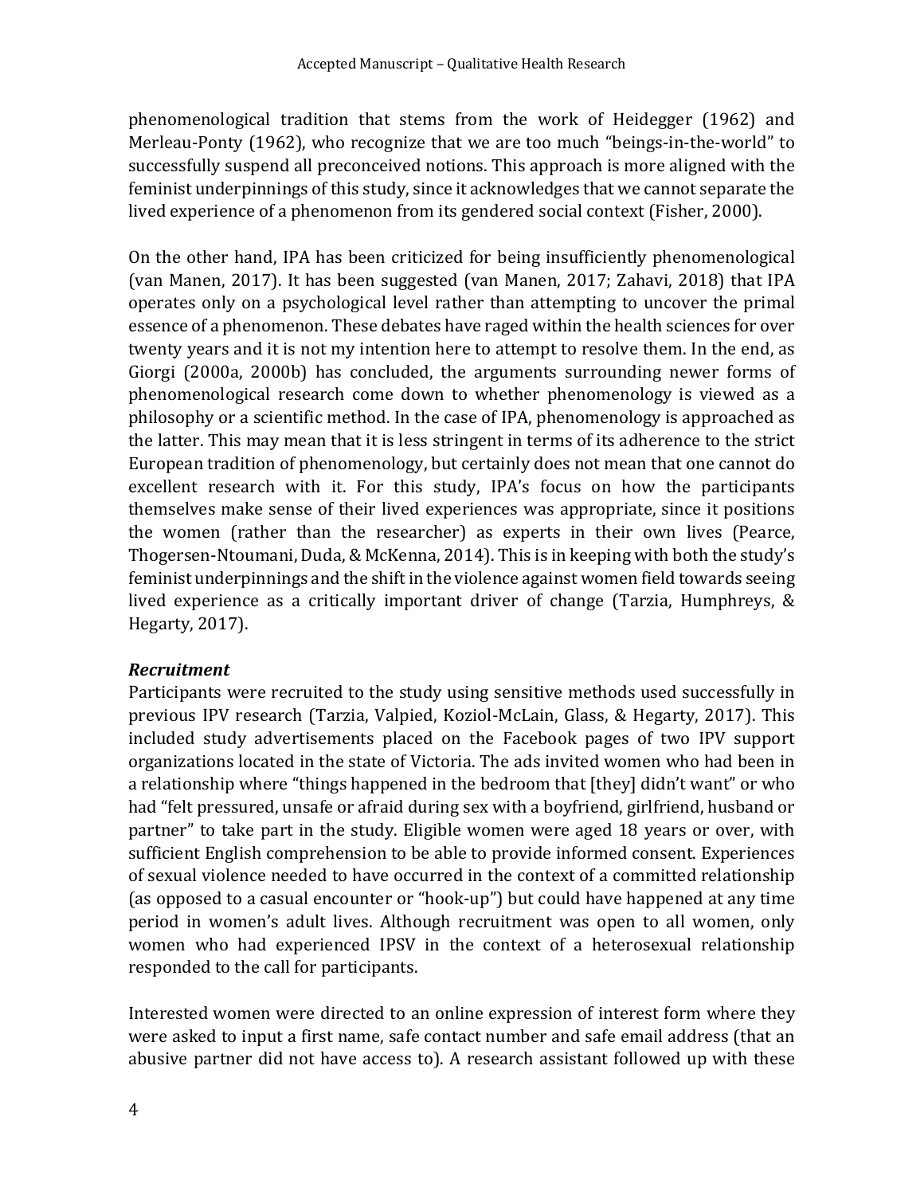phenomenological tradition that stems from the work of Heidegger (1962) and Merleau-Ponty (1962), who recognize that we are too much "beings-in-the-world" to successfully suspend all preconceived notions. This approach is more aligned with the feminist underpinnings of this study, since it acknowledges that we cannot separate the lived experience of a phenomenon from its gendered social context (Fisher, 2000).

On the other hand, IPA has been criticized for being insufficiently phenomenological (van Manen, 2017). It has been suggested (van Manen, 2017; Zahavi, 2018) that IPA operates only on a psychological level rather than attempting to uncover the primal essence of a phenomenon. These debates have raged within the health sciences for over twenty years and it is not my intention here to attempt to resolve them. In the end, as Giorgi (2000a, 2000b) has concluded, the arguments surrounding newer forms of phenomenological research come down to whether phenomenology is viewed as a philosophy or a scientific method. In the case of IPA, phenomenology is approached as the latter. This may mean that it is less stringent in terms of its adherence to the strict European tradition of phenomenology, but certainly does not mean that one cannot do excellent research with it. For this study, IPA's focus on how the participants themselves make sense of their lived experiences was appropriate, since it positions the women (rather than the researcher) as experts in their own lives (Pearce, Thogersen-Ntoumani, Duda, & McKenna, 2014). This is in keeping with both the study's feminist underpinnings and the shift in the violence against women field towards seeing lived experience as a critically important driver of change (Tarzia, Humphreys, & Hegarty, 2017).

### *Recruitment*

Participants were recruited to the study using sensitive methods used successfully in previous IPV research (Tarzia, Valpied, Koziol-McLain, Glass, & Hegarty, 2017). This included study advertisements placed on the Facebook pages of two IPV support organizations located in the state of Victoria. The ads invited women who had been in a relationship where "things happened in the bedroom that [they] didn't want" or who had "felt pressured, unsafe or afraid during sex with a boyfriend, girlfriend, husband or partner" to take part in the study. Eligible women were aged 18 years or over, with sufficient English comprehension to be able to provide informed consent. Experiences of sexual violence needed to have occurred in the context of a committed relationship (as opposed to a casual encounter or "hook-up") but could have happened at any time period in women's adult lives. Although recruitment was open to all women, only women who had experienced IPSV in the context of a heterosexual relationship responded to the call for participants.

Interested women were directed to an online expression of interest form where they were asked to input a first name, safe contact number and safe email address (that an abusive partner did not have access to). A research assistant followed up with these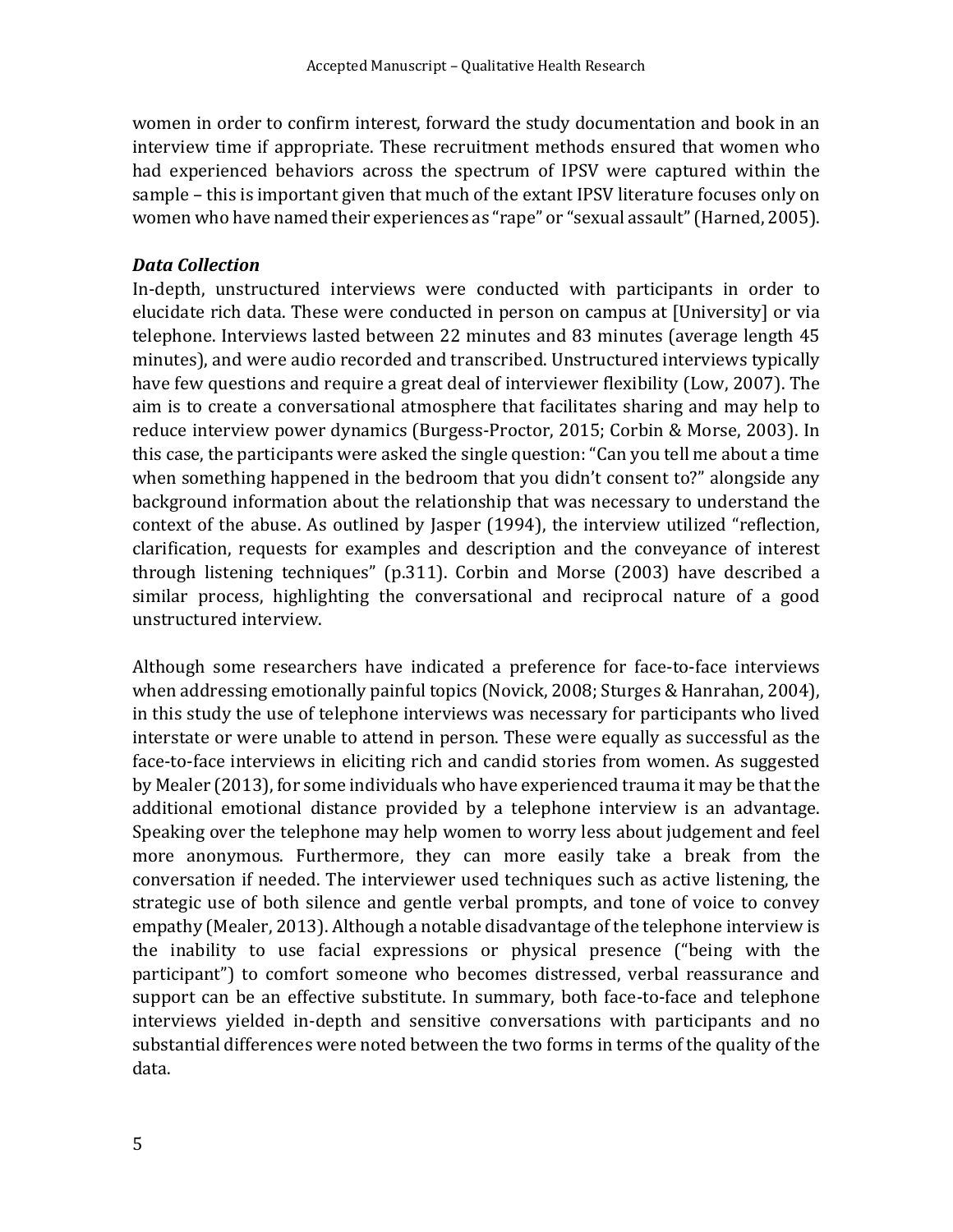women in order to confirm interest, forward the study documentation and book in an interview time if appropriate. These recruitment methods ensured that women who had experienced behaviors across the spectrum of IPSV were captured within the sample – this is important given that much of the extant IPSV literature focuses only on women who have named their experiences as "rape" or "sexual assault" (Harned, 2005).

### *Data Collection*

In-depth, unstructured interviews were conducted with participants in order to elucidate rich data. These were conducted in person on campus at [University] or via telephone. Interviews lasted between 22 minutes and 83 minutes (average length 45 minutes), and were audio recorded and transcribed. Unstructured interviews typically have few questions and require a great deal of interviewer flexibility (Low, 2007). The aim is to create a conversational atmosphere that facilitates sharing and may help to reduce interview power dynamics (Burgess-Proctor, 2015; Corbin & Morse, 2003). In this case, the participants were asked the single question: "Can you tell me about a time when something happened in the bedroom that you didn't consent to?" alongside any background information about the relationship that was necessary to understand the context of the abuse. As outlined by Jasper (1994), the interview utilized "reflection, clarification, requests for examples and description and the conveyance of interest through listening techniques" (p.311). Corbin and Morse (2003) have described a similar process, highlighting the conversational and reciprocal nature of a good unstructured interview.

Although some researchers have indicated a preference for face-to-face interviews when addressing emotionally painful topics (Novick, 2008; Sturges & Hanrahan, 2004), in this study the use of telephone interviews was necessary for participants who lived interstate or were unable to attend in person. These were equally as successful as the face-to-face interviews in eliciting rich and candid stories from women. As suggested by Mealer (2013), for some individuals who have experienced trauma it may be that the additional emotional distance provided by a telephone interview is an advantage. Speaking over the telephone may help women to worry less about judgement and feel more anonymous. Furthermore, they can more easily take a break from the conversation if needed. The interviewer used techniques such as active listening, the strategic use of both silence and gentle verbal prompts, and tone of voice to convey empathy (Mealer, 2013). Although a notable disadvantage of the telephone interview is the inability to use facial expressions or physical presence ("being with the participant") to comfort someone who becomes distressed, verbal reassurance and support can be an effective substitute. In summary, both face-to-face and telephone interviews yielded in-depth and sensitive conversations with participants and no substantial differences were noted between the two forms in terms of the quality of the data.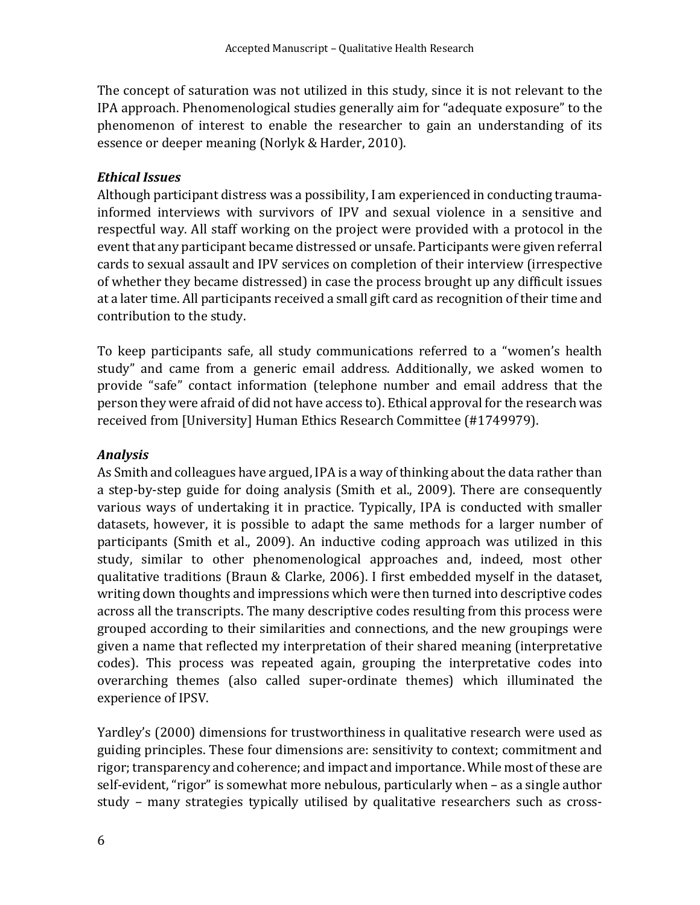The concept of saturation was not utilized in this study, since it is not relevant to the IPA approach. Phenomenological studies generally aim for "adequate exposure" to the phenomenon of interest to enable the researcher to gain an understanding of its essence or deeper meaning (Norlyk & Harder, 2010).

### *Ethical Issues*

Although participant distress was a possibility, I am experienced in conducting trauma-informed interviews with survivors of IPV and sexual violence in a sensitive and respectful way. All staff working on the project were provided with a protocol in the event that any participant became distressed or unsafe. Participants were given referral cards to sexual assault and IPV services on completion of their interview (irrespective of whether they became distressed) in case the process brought up any difficult issues at a later time. All participants received a small gift card as recognition of their time and contribution to the study.

To keep participants safe, all study communications referred to a "women's health study" and came from a generic email address. Additionally, we asked women to provide "safe" contact information (telephone number and email address that the person they were afraid of did not have access to). Ethical approval for the research was received from [University] Human Ethics Research Committee (#1749979).

### *Analysis*

As Smith and colleagues have argued, IPA is a way of thinking about the data rather than a step-by-step guide for doing analysis (Smith et al., 2009). There are consequently various ways of undertaking it in practice. Typically, IPA is conducted with smaller datasets, however, it is possible to adapt the same methods for a larger number of participants (Smith et al., 2009). An inductive coding approach was utilized in this study, similar to other phenomenological approaches and, indeed, most other qualitative traditions (Braun & Clarke, 2006). I first embedded myself in the dataset, writing down thoughts and impressions which were then turned into descriptive codes across all the transcripts. The many descriptive codes resulting from this process were grouped according to their similarities and connections, and the new groupings were given a name that reflected my interpretation of their shared meaning (interpretative codes). This process was repeated again, grouping the interpretative codes into overarching themes (also called super-ordinate themes) which illuminated the experience of IPSV.

Yardley's (2000) dimensions for trustworthiness in qualitative research were used as guiding principles. These four dimensions are: sensitivity to context; commitment and rigor; transparency and coherence; and impact and importance. While most of these are self-evident, "rigor" is somewhat more nebulous, particularly when – as a single author study – many strategies typically utilised by qualitative researchers such as cross-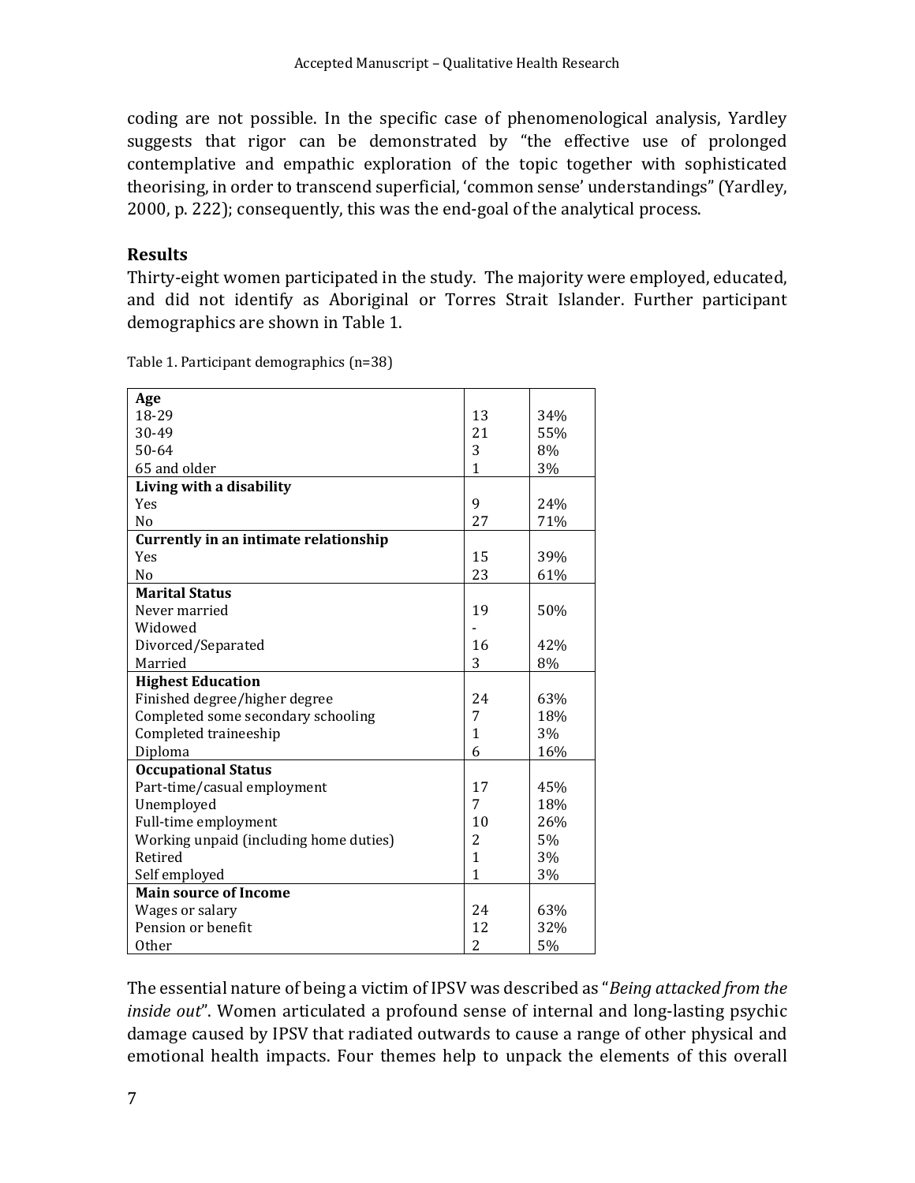coding are not possible. In the specific case of phenomenological analysis, Yardley suggests that rigor can be demonstrated by "the effective use of prolonged contemplative and empathic exploration of the topic together with sophisticated theorising, in order to transcend superficial, 'common sense' understandings" (Yardley, 2000, p. 222); consequently, this was the end-goal of the analytical process.

## Results

Thirty-eight women participated in the study. The majority were employed, educated, and did not identify as Aboriginal or Torres Strait Islander. Further participant demographics are shown in Table 1.

Table 1. Participant demographics (n=38)

| | | |
|---|---|---|
| **Age** | | |
| 18-29 | 13 | 34% |
| 30-49 | 21 | 55% |
| 50-64 | 3 | 8% |
| 65 and older | 1 | 3% |
| **Living with a disability** | | |
| Yes | 9 | 24% |
| No | 27 | 71% |
| **Currently in an intimate relationship** | | |
| Yes | 15 | 39% |
| No | 23 | 61% |
| **Marital Status** | | |
| Never married | 19 | 50% |
| Widowed | - | |
| Divorced/Separated | 16 | 42% |
| Married | 3 | 8% |
| **Highest Education** | | |
| Finished degree/higher degree | 24 | 63% |
| Completed some secondary schooling | 7 | 18% |
| Completed traineeship | 1 | 3% |
| Diploma | 6 | 16% |
| **Occupational Status** | | |
| Part-time/casual employment | 17 | 45% |
| Unemployed | 7 | 18% |
| Full-time employment | 10 | 26% |
| Working unpaid (including home duties) | 2 | 5% |
| Retired | 1 | 3% |
| Self employed | 1 | 3% |
| **Main source of Income** | | |
| Wages or salary | 24 | 63% |
| Pension or benefit | 12 | 32% |
| Other | 2 | 5% |

The essential nature of being a victim of IPSV was described as "*Being attacked from the inside out*". Women articulated a profound sense of internal and long-lasting psychic damage caused by IPSV that radiated outwards to cause a range of other physical and emotional health impacts. Four themes help to unpack the elements of this overall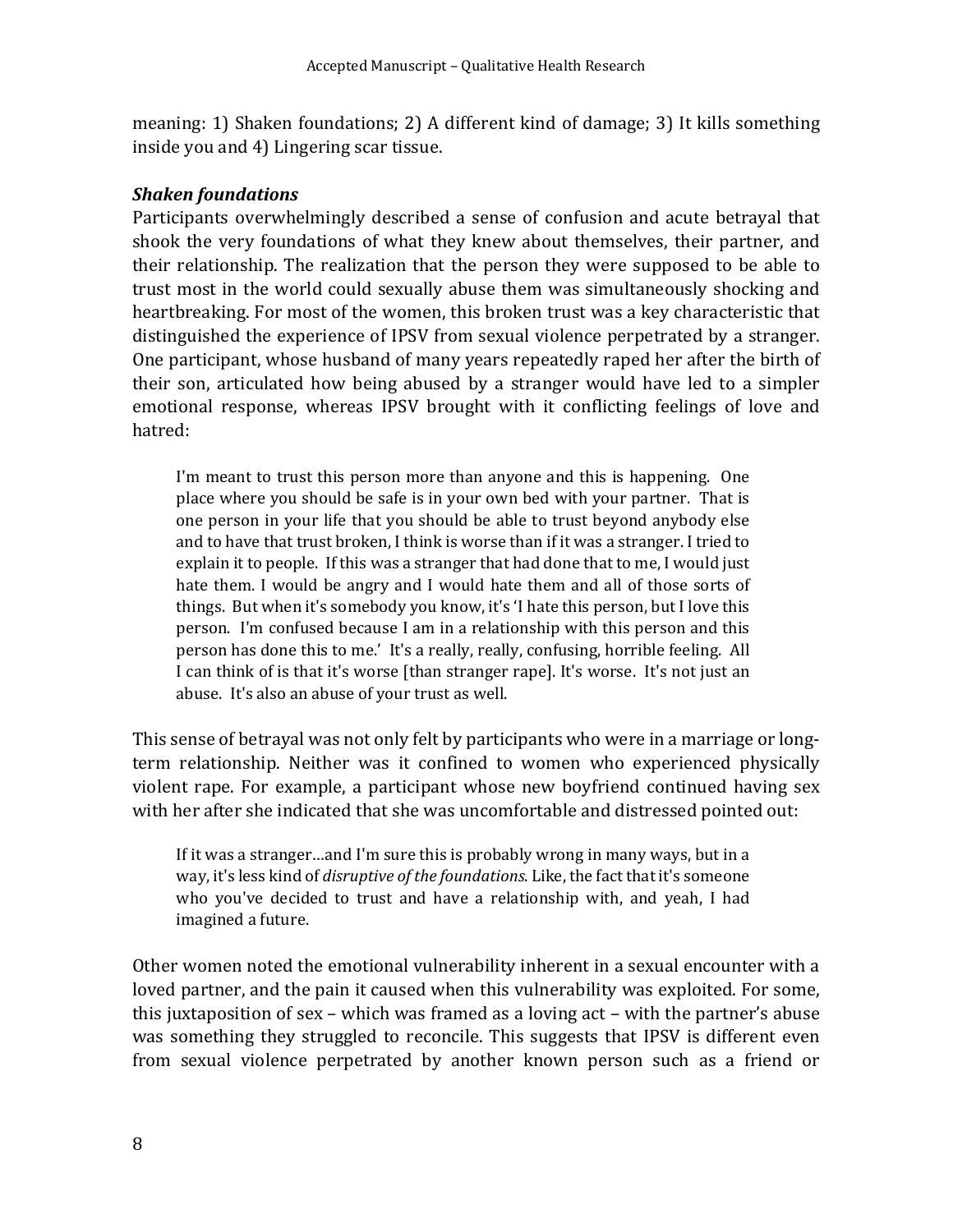meaning: 1) Shaken foundations; 2) A different kind of damage; 3) It kills something inside you and 4) Lingering scar tissue.

### *Shaken foundations*

Participants overwhelmingly described a sense of confusion and acute betrayal that shook the very foundations of what they knew about themselves, their partner, and their relationship. The realization that the person they were supposed to be able to trust most in the world could sexually abuse them was simultaneously shocking and heartbreaking. For most of the women, this broken trust was a key characteristic that distinguished the experience of IPSV from sexual violence perpetrated by a stranger. One participant, whose husband of many years repeatedly raped her after the birth of their son, articulated how being abused by a stranger would have led to a simpler emotional response, whereas IPSV brought with it conflicting feelings of love and hatred:

> I'm meant to trust this person more than anyone and this is happening. One place where you should be safe is in your own bed with your partner. That is one person in your life that you should be able to trust beyond anybody else and to have that trust broken, I think is worse than if it was a stranger. I tried to explain it to people. If this was a stranger that had done that to me, I would just hate them. I would be angry and I would hate them and all of those sorts of things. But when it's somebody you know, it's 'I hate this person, but I love this person. I'm confused because I am in a relationship with this person and this person has done this to me.' It's a really, really, confusing, horrible feeling. All I can think of is that it's worse [than stranger rape]. It's worse. It's not just an abuse. It's also an abuse of your trust as well.

This sense of betrayal was not only felt by participants who were in a marriage or long-term relationship. Neither was it confined to women who experienced physically violent rape. For example, a participant whose new boyfriend continued having sex with her after she indicated that she was uncomfortable and distressed pointed out:

> If it was a stranger…and I'm sure this is probably wrong in many ways, but in a way, it's less kind of *disruptive of the foundations*. Like, the fact that it's someone who you've decided to trust and have a relationship with, and yeah, I had imagined a future.

Other women noted the emotional vulnerability inherent in a sexual encounter with a loved partner, and the pain it caused when this vulnerability was exploited. For some, this juxtaposition of sex – which was framed as a loving act – with the partner's abuse was something they struggled to reconcile. This suggests that IPSV is different even from sexual violence perpetrated by another known person such as a friend or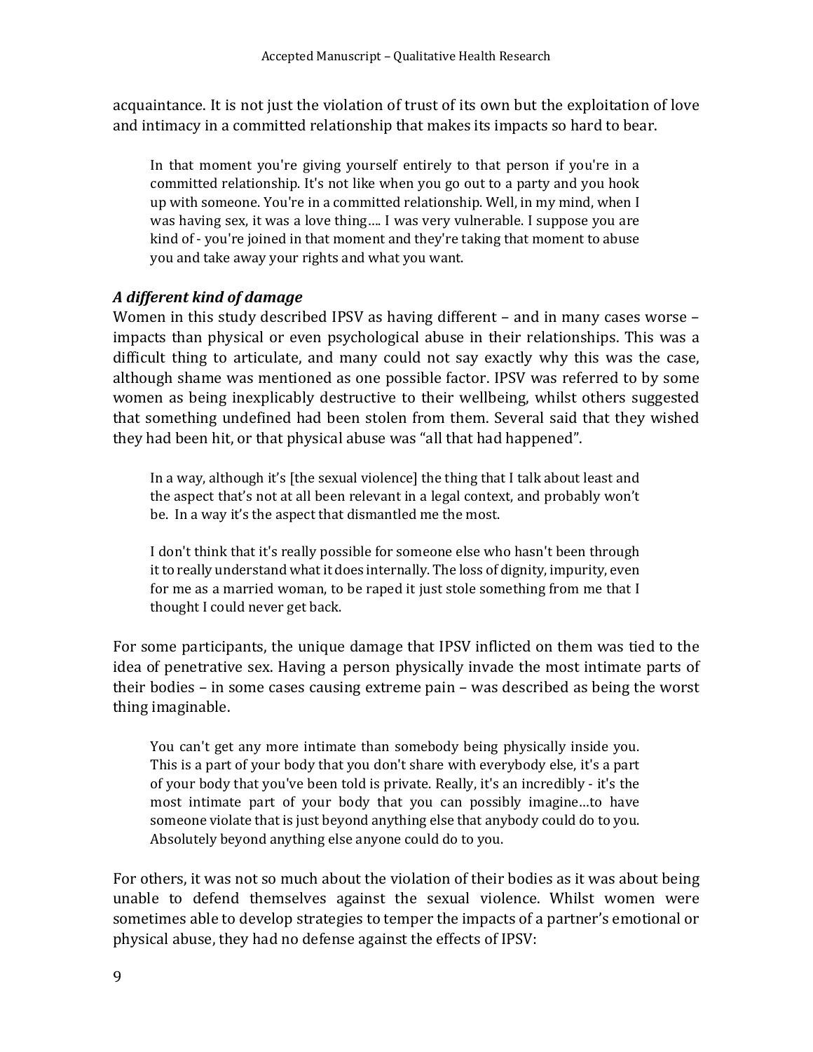acquaintance. It is not just the violation of trust of its own but the exploitation of love and intimacy in a committed relationship that makes its impacts so hard to bear.

> In that moment you're giving yourself entirely to that person if you're in a committed relationship. It's not like when you go out to a party and you hook up with someone. You're in a committed relationship. Well, in my mind, when I was having sex, it was a love thing…. I was very vulnerable. I suppose you are kind of - you're joined in that moment and they're taking that moment to abuse you and take away your rights and what you want.

### *A different kind of damage*

Women in this study described IPSV as having different – and in many cases worse – impacts than physical or even psychological abuse in their relationships. This was a difficult thing to articulate, and many could not say exactly why this was the case, although shame was mentioned as one possible factor. IPSV was referred to by some women as being inexplicably destructive to their wellbeing, whilst others suggested that something undefined had been stolen from them. Several said that they wished they had been hit, or that physical abuse was "all that had happened".

> In a way, although it's [the sexual violence] the thing that I talk about least and the aspect that's not at all been relevant in a legal context, and probably won't be. In a way it's the aspect that dismantled me the most.

> I don't think that it's really possible for someone else who hasn't been through it to really understand what it does internally. The loss of dignity, impurity, even for me as a married woman, to be raped it just stole something from me that I thought I could never get back.

For some participants, the unique damage that IPSV inflicted on them was tied to the idea of penetrative sex. Having a person physically invade the most intimate parts of their bodies – in some cases causing extreme pain – was described as being the worst thing imaginable.

> You can't get any more intimate than somebody being physically inside you. This is a part of your body that you don't share with everybody else, it's a part of your body that you've been told is private. Really, it's an incredibly - it's the most intimate part of your body that you can possibly imagine…to have someone violate that is just beyond anything else that anybody could do to you. Absolutely beyond anything else anyone could do to you.

For others, it was not so much about the violation of their bodies as it was about being unable to defend themselves against the sexual violence. Whilst women were sometimes able to develop strategies to temper the impacts of a partner's emotional or physical abuse, they had no defense against the effects of IPSV: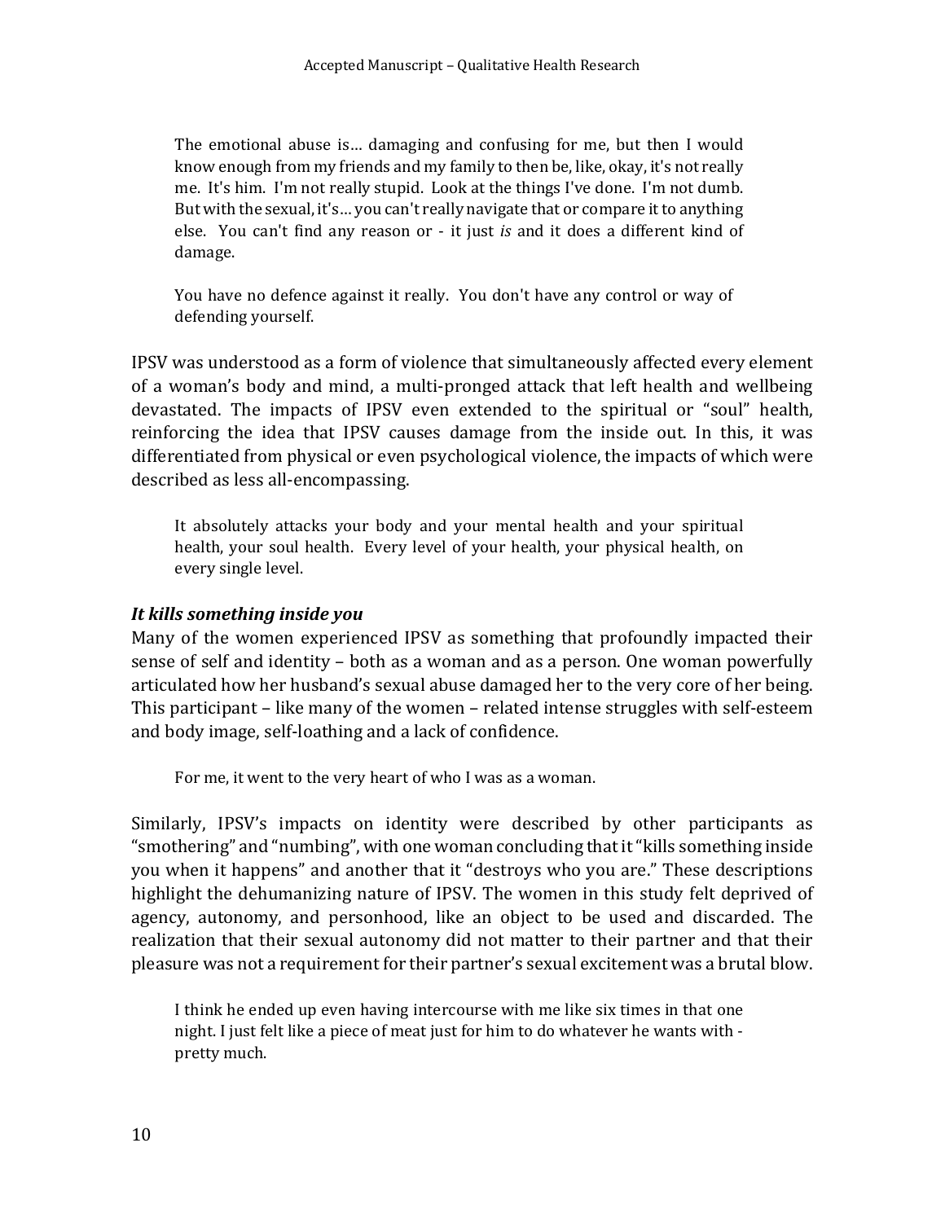> The emotional abuse is… damaging and confusing for me, but then I would know enough from my friends and my family to then be, like, okay, it's not really me. It's him. I'm not really stupid. Look at the things I've done. I'm not dumb. But with the sexual, it's… you can't really navigate that or compare it to anything else. You can't find any reason or - it just *is* and it does a different kind of damage.
>
> You have no defence against it really. You don't have any control or way of defending yourself.

IPSV was understood as a form of violence that simultaneously affected every element of a woman's body and mind, a multi-pronged attack that left health and wellbeing devastated. The impacts of IPSV even extended to the spiritual or "soul" health, reinforcing the idea that IPSV causes damage from the inside out. In this, it was differentiated from physical or even psychological violence, the impacts of which were described as less all-encompassing.

> It absolutely attacks your body and your mental health and your spiritual health, your soul health. Every level of your health, your physical health, on every single level.

### *It kills something inside you*

Many of the women experienced IPSV as something that profoundly impacted their sense of self and identity – both as a woman and as a person. One woman powerfully articulated how her husband's sexual abuse damaged her to the very core of her being. This participant – like many of the women – related intense struggles with self-esteem and body image, self-loathing and a lack of confidence.

> For me, it went to the very heart of who I was as a woman.

Similarly, IPSV's impacts on identity were described by other participants as "smothering" and "numbing", with one woman concluding that it "kills something inside you when it happens" and another that it "destroys who you are." These descriptions highlight the dehumanizing nature of IPSV. The women in this study felt deprived of agency, autonomy, and personhood, like an object to be used and discarded. The realization that their sexual autonomy did not matter to their partner and that their pleasure was not a requirement for their partner's sexual excitement was a brutal blow.

> I think he ended up even having intercourse with me like six times in that one night. I just felt like a piece of meat just for him to do whatever he wants with - pretty much.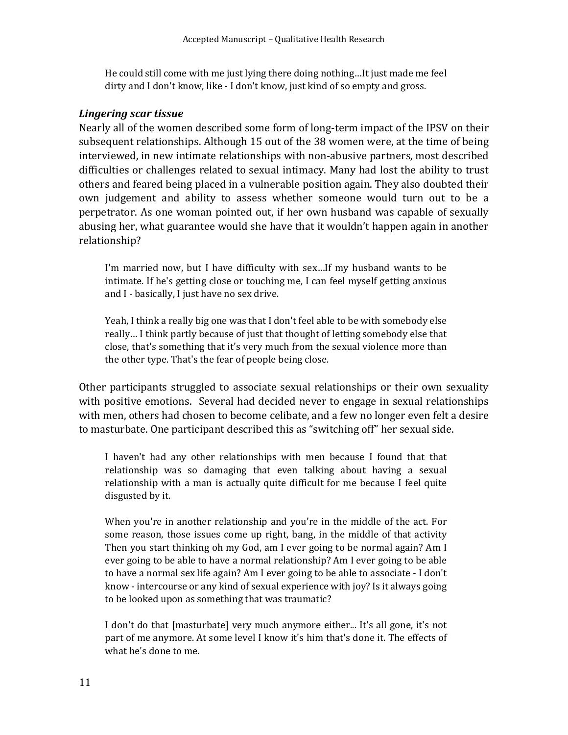> He could still come with me just lying there doing nothing…It just made me feel dirty and I don't know, like - I don't know, just kind of so empty and gross.

### *Lingering scar tissue*

Nearly all of the women described some form of long-term impact of the IPSV on their subsequent relationships. Although 15 out of the 38 women were, at the time of being interviewed, in new intimate relationships with non-abusive partners, most described difficulties or challenges related to sexual intimacy. Many had lost the ability to trust others and feared being placed in a vulnerable position again. They also doubted their own judgement and ability to assess whether someone would turn out to be a perpetrator. As one woman pointed out, if her own husband was capable of sexually abusing her, what guarantee would she have that it wouldn't happen again in another relationship?

> I'm married now, but I have difficulty with sex…If my husband wants to be intimate. If he's getting close or touching me, I can feel myself getting anxious and I - basically, I just have no sex drive.

> Yeah, I think a really big one was that I don't feel able to be with somebody else really… I think partly because of just that thought of letting somebody else that close, that's something that it's very much from the sexual violence more than the other type. That's the fear of people being close.

Other participants struggled to associate sexual relationships or their own sexuality with positive emotions. Several had decided never to engage in sexual relationships with men, others had chosen to become celibate, and a few no longer even felt a desire to masturbate. One participant described this as "switching off" her sexual side.

> I haven't had any other relationships with men because I found that that relationship was so damaging that even talking about having a sexual relationship with a man is actually quite difficult for me because I feel quite disgusted by it.

> When you're in another relationship and you're in the middle of the act. For some reason, those issues come up right, bang, in the middle of that activity Then you start thinking oh my God, am I ever going to be normal again? Am I ever going to be able to have a normal relationship? Am I ever going to be able to have a normal sex life again? Am I ever going to be able to associate - I don't know - intercourse or any kind of sexual experience with joy? Is it always going to be looked upon as something that was traumatic?

> I don't do that [masturbate] very much anymore either... It's all gone, it's not part of me anymore. At some level I know it's him that's done it. The effects of what he's done to me.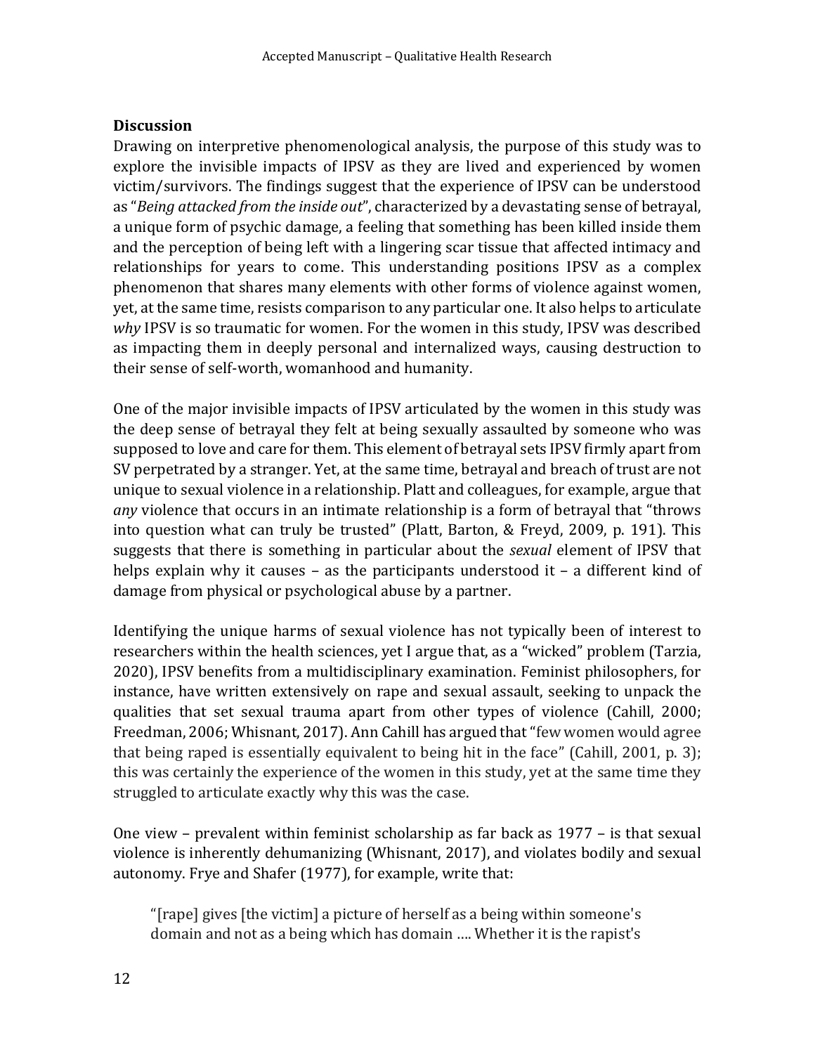## Discussion

Drawing on interpretive phenomenological analysis, the purpose of this study was to explore the invisible impacts of IPSV as they are lived and experienced by women victim/survivors. The findings suggest that the experience of IPSV can be understood as "*Being attacked from the inside out*", characterized by a devastating sense of betrayal, a unique form of psychic damage, a feeling that something has been killed inside them and the perception of being left with a lingering scar tissue that affected intimacy and relationships for years to come. This understanding positions IPSV as a complex phenomenon that shares many elements with other forms of violence against women, yet, at the same time, resists comparison to any particular one. It also helps to articulate *why* IPSV is so traumatic for women. For the women in this study, IPSV was described as impacting them in deeply personal and internalized ways, causing destruction to their sense of self-worth, womanhood and humanity.

One of the major invisible impacts of IPSV articulated by the women in this study was the deep sense of betrayal they felt at being sexually assaulted by someone who was supposed to love and care for them. This element of betrayal sets IPSV firmly apart from SV perpetrated by a stranger. Yet, at the same time, betrayal and breach of trust are not unique to sexual violence in a relationship. Platt and colleagues, for example, argue that *any* violence that occurs in an intimate relationship is a form of betrayal that "throws into question what can truly be trusted" (Platt, Barton, & Freyd, 2009, p. 191). This suggests that there is something in particular about the *sexual* element of IPSV that helps explain why it causes – as the participants understood it – a different kind of damage from physical or psychological abuse by a partner.

Identifying the unique harms of sexual violence has not typically been of interest to researchers within the health sciences, yet I argue that, as a "wicked" problem (Tarzia, 2020), IPSV benefits from a multidisciplinary examination. Feminist philosophers, for instance, have written extensively on rape and sexual assault, seeking to unpack the qualities that set sexual trauma apart from other types of violence (Cahill, 2000; Freedman, 2006; Whisnant, 2017). Ann Cahill has argued that "few women would agree that being raped is essentially equivalent to being hit in the face" (Cahill, 2001, p. 3); this was certainly the experience of the women in this study, yet at the same time they struggled to articulate exactly why this was the case.

One view – prevalent within feminist scholarship as far back as 1977 – is that sexual violence is inherently dehumanizing (Whisnant, 2017), and violates bodily and sexual autonomy. Frye and Shafer (1977), for example, write that:

> "[rape] gives [the victim] a picture of herself as a being within someone's domain and not as a being which has domain …. Whether it is the rapist's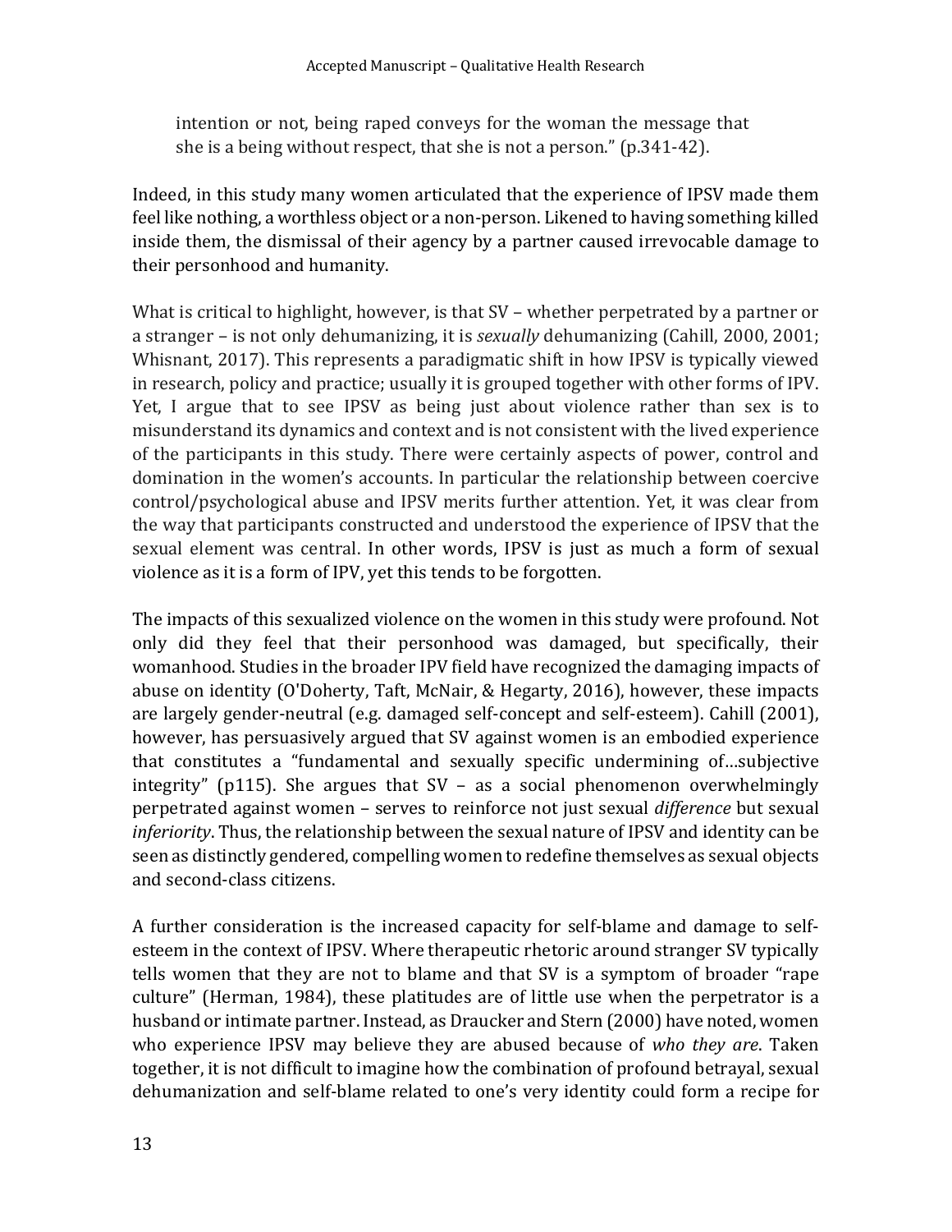> intention or not, being raped conveys for the woman the message that she is a being without respect, that she is not a person." (p.341-42).

Indeed, in this study many women articulated that the experience of IPSV made them feel like nothing, a worthless object or a non-person. Likened to having something killed inside them, the dismissal of their agency by a partner caused irrevocable damage to their personhood and humanity.

What is critical to highlight, however, is that SV – whether perpetrated by a partner or a stranger – is not only dehumanizing, it is *sexually* dehumanizing (Cahill, 2000, 2001; Whisnant, 2017). This represents a paradigmatic shift in how IPSV is typically viewed in research, policy and practice; usually it is grouped together with other forms of IPV. Yet, I argue that to see IPSV as being just about violence rather than sex is to misunderstand its dynamics and context and is not consistent with the lived experience of the participants in this study. There were certainly aspects of power, control and domination in the women's accounts. In particular the relationship between coercive control/psychological abuse and IPSV merits further attention. Yet, it was clear from the way that participants constructed and understood the experience of IPSV that the sexual element was central. In other words, IPSV is just as much a form of sexual violence as it is a form of IPV, yet this tends to be forgotten.

The impacts of this sexualized violence on the women in this study were profound. Not only did they feel that their personhood was damaged, but specifically, their womanhood. Studies in the broader IPV field have recognized the damaging impacts of abuse on identity (O'Doherty, Taft, McNair, & Hegarty, 2016), however, these impacts are largely gender-neutral (e.g. damaged self-concept and self-esteem). Cahill (2001), however, has persuasively argued that SV against women is an embodied experience that constitutes a "fundamental and sexually specific undermining of…subjective integrity" (p115). She argues that SV – as a social phenomenon overwhelmingly perpetrated against women – serves to reinforce not just sexual *difference* but sexual *inferiority*. Thus, the relationship between the sexual nature of IPSV and identity can be seen as distinctly gendered, compelling women to redefine themselves as sexual objects and second-class citizens.

A further consideration is the increased capacity for self-blame and damage to self-esteem in the context of IPSV. Where therapeutic rhetoric around stranger SV typically tells women that they are not to blame and that SV is a symptom of broader "rape culture" (Herman, 1984), these platitudes are of little use when the perpetrator is a husband or intimate partner. Instead, as Draucker and Stern (2000) have noted, women who experience IPSV may believe they are abused because of *who they are*. Taken together, it is not difficult to imagine how the combination of profound betrayal, sexual dehumanization and self-blame related to one's very identity could form a recipe for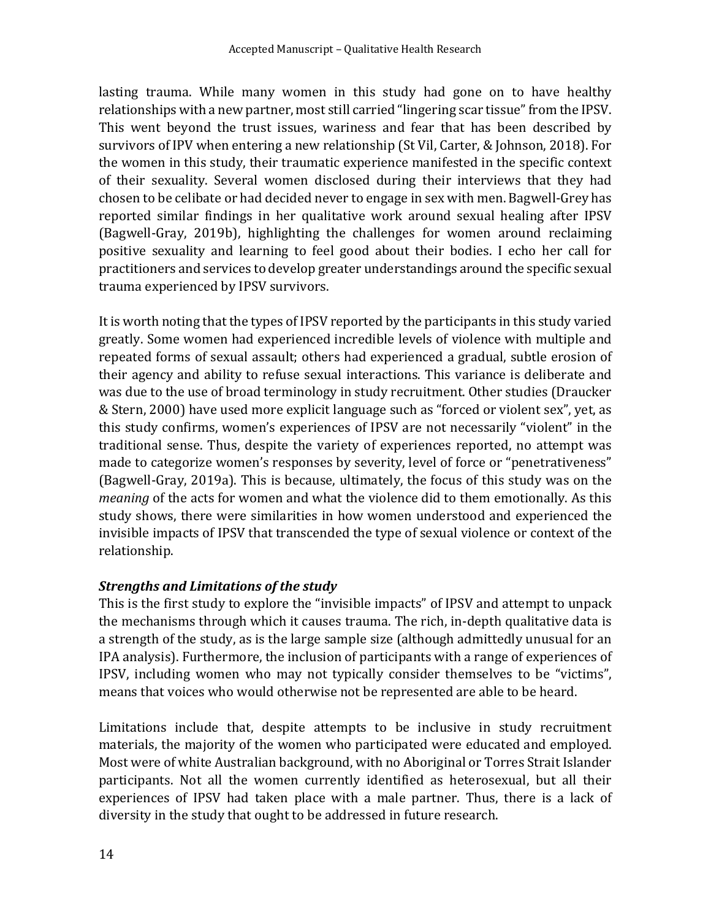lasting trauma. While many women in this study had gone on to have healthy relationships with a new partner, most still carried "lingering scar tissue" from the IPSV. This went beyond the trust issues, wariness and fear that has been described by survivors of IPV when entering a new relationship (St Vil, Carter, & Johnson, 2018). For the women in this study, their traumatic experience manifested in the specific context of their sexuality. Several women disclosed during their interviews that they had chosen to be celibate or had decided never to engage in sex with men. Bagwell-Grey has reported similar findings in her qualitative work around sexual healing after IPSV (Bagwell-Gray, 2019b), highlighting the challenges for women around reclaiming positive sexuality and learning to feel good about their bodies. I echo her call for practitioners and services to develop greater understandings around the specific sexual trauma experienced by IPSV survivors.

It is worth noting that the types of IPSV reported by the participants in this study varied greatly. Some women had experienced incredible levels of violence with multiple and repeated forms of sexual assault; others had experienced a gradual, subtle erosion of their agency and ability to refuse sexual interactions. This variance is deliberate and was due to the use of broad terminology in study recruitment. Other studies (Draucker & Stern, 2000) have used more explicit language such as "forced or violent sex", yet, as this study confirms, women's experiences of IPSV are not necessarily "violent" in the traditional sense. Thus, despite the variety of experiences reported, no attempt was made to categorize women's responses by severity, level of force or "penetrativeness" (Bagwell-Gray, 2019a). This is because, ultimately, the focus of this study was on the *meaning* of the acts for women and what the violence did to them emotionally. As this study shows, there were similarities in how women understood and experienced the invisible impacts of IPSV that transcended the type of sexual violence or context of the relationship.

### *Strengths and Limitations of the study*

This is the first study to explore the "invisible impacts" of IPSV and attempt to unpack the mechanisms through which it causes trauma. The rich, in-depth qualitative data is a strength of the study, as is the large sample size (although admittedly unusual for an IPA analysis). Furthermore, the inclusion of participants with a range of experiences of IPSV, including women who may not typically consider themselves to be "victims", means that voices who would otherwise not be represented are able to be heard.

Limitations include that, despite attempts to be inclusive in study recruitment materials, the majority of the women who participated were educated and employed. Most were of white Australian background, with no Aboriginal or Torres Strait Islander participants. Not all the women currently identified as heterosexual, but all their experiences of IPSV had taken place with a male partner. Thus, there is a lack of diversity in the study that ought to be addressed in future research.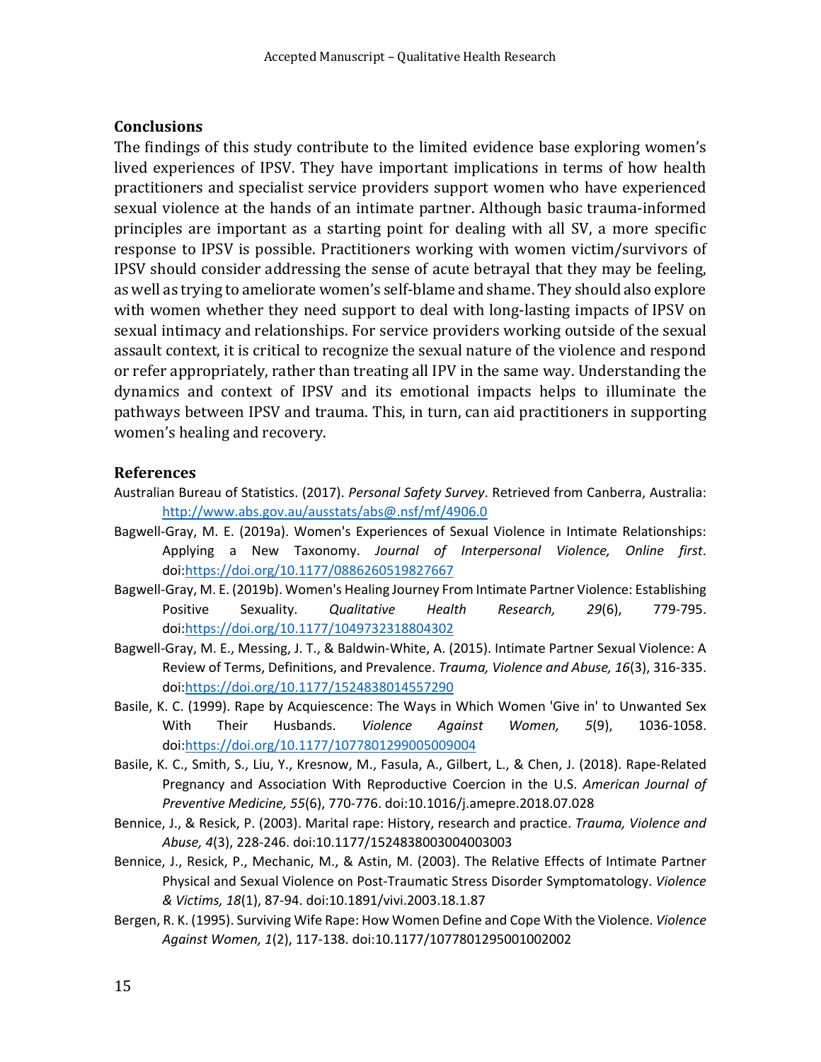## Conclusions

The findings of this study contribute to the limited evidence base exploring women's lived experiences of IPSV. They have important implications in terms of how health practitioners and specialist service providers support women who have experienced sexual violence at the hands of an intimate partner. Although basic trauma-informed principles are important as a starting point for dealing with all SV, a more specific response to IPSV is possible. Practitioners working with women victim/survivors of IPSV should consider addressing the sense of acute betrayal that they may be feeling, as well as trying to ameliorate women's self-blame and shame. They should also explore with women whether they need support to deal with long-lasting impacts of IPSV on sexual intimacy and relationships. For service providers working outside of the sexual assault context, it is critical to recognize the sexual nature of the violence and respond or refer appropriately, rather than treating all IPV in the same way. Understanding the dynamics and context of IPSV and its emotional impacts helps to illuminate the pathways between IPSV and trauma. This, in turn, can aid practitioners in supporting women's healing and recovery.

## References

Australian Bureau of Statistics. (2017). *Personal Safety Survey*. Retrieved from Canberra, Australia: http://www.abs.gov.au/ausstats/abs@.nsf/mf/4906.0

Bagwell-Gray, M. E. (2019a). Women's Experiences of Sexual Violence in Intimate Relationships: Applying a New Taxonomy. *Journal of Interpersonal Violence, Online first*. doi:https://doi.org/10.1177/0886260519827667

Bagwell-Gray, M. E. (2019b). Women's Healing Journey From Intimate Partner Violence: Establishing Positive Sexuality. *Qualitative Health Research, 29*(6), 779-795. doi:https://doi.org/10.1177/1049732318804302

Bagwell-Gray, M. E., Messing, J. T., & Baldwin-White, A. (2015). Intimate Partner Sexual Violence: A Review of Terms, Definitions, and Prevalence. *Trauma, Violence and Abuse, 16*(3), 316-335. doi:https://doi.org/10.1177/1524838014557290

Basile, K. C. (1999). Rape by Acquiescence: The Ways in Which Women 'Give in' to Unwanted Sex With Their Husbands. *Violence Against Women, 5*(9), 1036-1058. doi:https://doi.org/10.1177/10778012990050090004

Basile, K. C., Smith, S., Liu, Y., Kresnow, M., Fasula, A., Gilbert, L., & Chen, J. (2018). Rape-Related Pregnancy and Association With Reproductive Coercion in the U.S. *American Journal of Preventive Medicine, 55*(6), 770-776. doi:10.1016/j.amepre.2018.07.028

Bennice, J., & Resick, P. (2003). Marital rape: History, research and practice. *Trauma, Violence and Abuse, 4*(3), 228-246. doi:10.1177/1524838003004003003

Bennice, J., Resick, P., Mechanic, M., & Astin, M. (2003). The Relative Effects of Intimate Partner Physical and Sexual Violence on Post-Traumatic Stress Disorder Symptomatology. *Violence & Victims, 18*(1), 87-94. doi:10.1891/vivi.2003.18.1.87

Bergen, R. K. (1995). Surviving Wife Rape: How Women Define and Cope With the Violence. *Violence Against Women, 1*(2), 117-138. doi:10.1177/1077801295001002002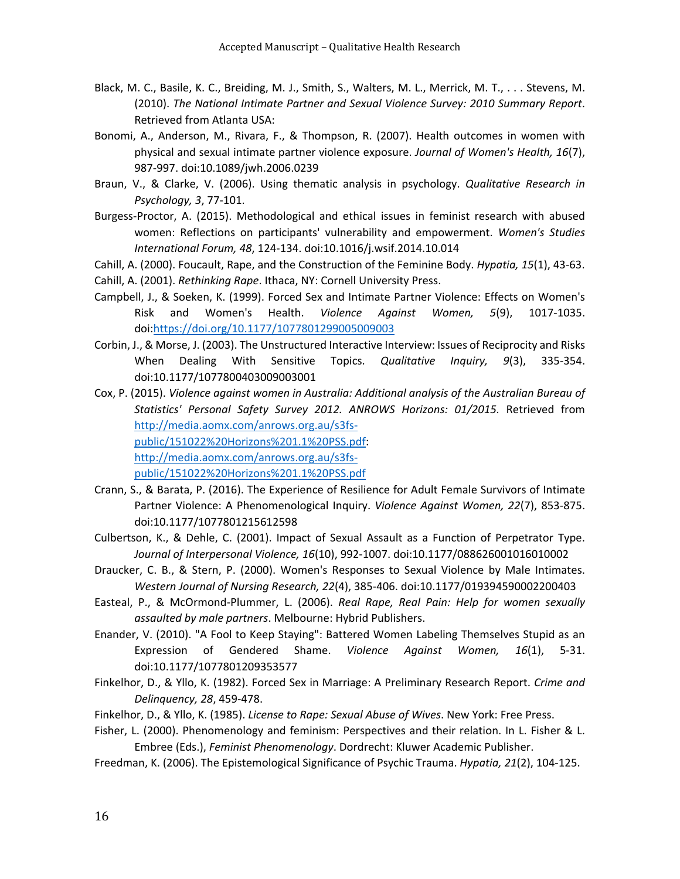Black, M. C., Basile, K. C., Breiding, M. J., Smith, S., Walters, M. L., Merrick, M. T., . . . Stevens, M. (2010). *The National Intimate Partner and Sexual Violence Survey: 2010 Summary Report*. Retrieved from Atlanta USA:

Bonomi, A., Anderson, M., Rivara, F., & Thompson, R. (2007). Health outcomes in women with physical and sexual intimate partner violence exposure. *Journal of Women's Health, 16*(7), 987-997. doi:10.1089/jwh.2006.0239

Braun, V., & Clarke, V. (2006). Using thematic analysis in psychology. *Qualitative Research in Psychology, 3*, 77-101.

Burgess-Proctor, A. (2015). Methodological and ethical issues in feminist research with abused women: Reflections on participants' vulnerability and empowerment. *Women's Studies International Forum, 48*, 124-134. doi:10.1016/j.wsif.2014.10.014

Cahill, A. (2000). Foucault, Rape, and the Construction of the Feminine Body. *Hypatia, 15*(1), 43-63.

Cahill, A. (2001). *Rethinking Rape*. Ithaca, NY: Cornell University Press.

Campbell, J., & Soeken, K. (1999). Forced Sex and Intimate Partner Violence: Effects on Women's Risk and Women's Health. *Violence Against Women, 5*(9), 1017-1035. doi:https://doi.org/10.1177/1077801299005009003

Corbin, J., & Morse, J. (2003). The Unstructured Interactive Interview: Issues of Reciprocity and Risks When Dealing With Sensitive Topics. *Qualitative Inquiry, 9*(3), 335-354. doi:10.1177/1077800403009003001

Cox, P. (2015). *Violence against women in Australia: Additional analysis of the Australian Bureau of Statistics' Personal Safety Survey 2012. ANROWS Horizons: 01/2015.* Retrieved from http://media.aomx.com/anrows.org.au/s3fs-public/151022%20Horizons%201.1%20PSS.pdf: http://media.aomx.com/anrows.org.au/s3fs-public/151022%20Horizons%201.1%20PSS.pdf

Crann, S., & Barata, P. (2016). The Experience of Resilience for Adult Female Survivors of Intimate Partner Violence: A Phenomenological Inquiry. *Violence Against Women, 22*(7), 853-875. doi:10.1177/1077801215612598

Culbertson, K., & Dehle, C. (2001). Impact of Sexual Assault as a Function of Perpetrator Type. *Journal of Interpersonal Violence, 16*(10), 992-1007. doi:10.1177/088626001016010002

Draucker, C. B., & Stern, P. (2000). Women's Responses to Sexual Violence by Male Intimates. *Western Journal of Nursing Research, 22*(4), 385-406. doi:10.1177/019394590002200403

Easteal, P., & McOrmond-Plummer, L. (2006). *Real Rape, Real Pain: Help for women sexually assaulted by male partners*. Melbourne: Hybrid Publishers.

Enander, V. (2010). "A Fool to Keep Staying": Battered Women Labeling Themselves Stupid as an Expression of Gendered Shame. *Violence Against Women, 16*(1), 5-31. doi:10.1177/1077801209353577

Finkelhor, D., & Yllo, K. (1982). Forced Sex in Marriage: A Preliminary Research Report. *Crime and Delinquency, 28*, 459-478.

Finkelhor, D., & Yllo, K. (1985). *License to Rape: Sexual Abuse of Wives*. New York: Free Press.

Fisher, L. (2000). Phenomenology and feminism: Perspectives and their relation. In L. Fisher & L. Embree (Eds.), *Feminist Phenomenology*. Dordrecht: Kluwer Academic Publisher.

Freedman, K. (2006). The Epistemological Significance of Psychic Trauma. *Hypatia, 21*(2), 104-125.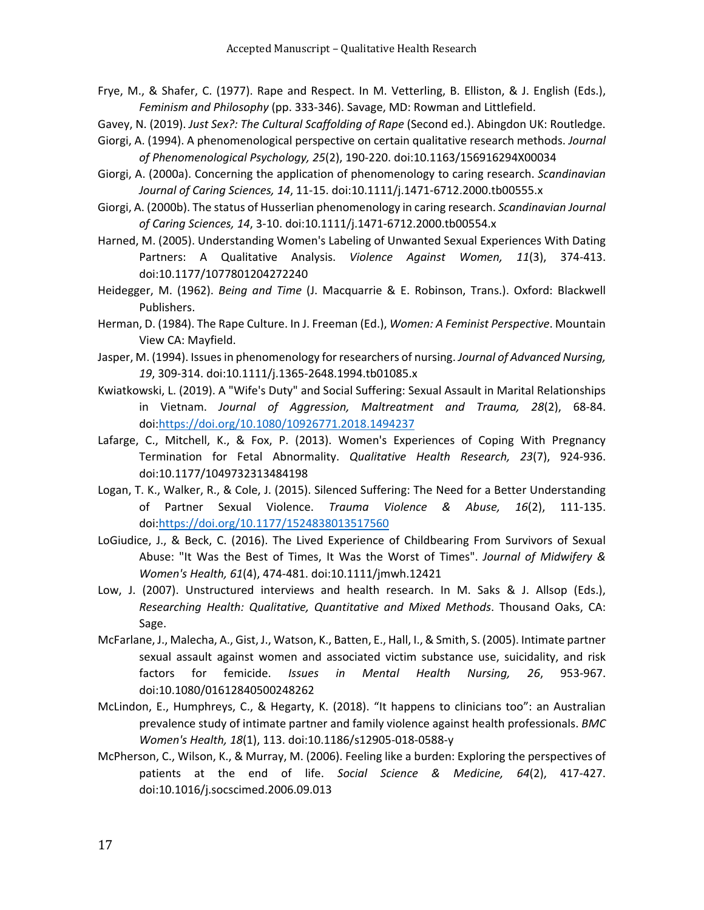Frye, M., & Shafer, C. (1977). Rape and Respect. In M. Vetterling, B. Elliston, & J. English (Eds.), *Feminism and Philosophy* (pp. 333-346). Savage, MD: Rowman and Littlefield.

Gavey, N. (2019). *Just Sex?: The Cultural Scaffolding of Rape* (Second ed.). Abingdon UK: Routledge.

Giorgi, A. (1994). A phenomenological perspective on certain qualitative research methods. *Journal of Phenomenological Psychology, 25*(2), 190-220. doi:10.1163/156916294X00034

Giorgi, A. (2000a). Concerning the application of phenomenology to caring research. *Scandinavian Journal of Caring Sciences, 14*, 11-15. doi:10.1111/j.1471-6712.2000.tb00555.x

Giorgi, A. (2000b). The status of Husserlian phenomenology in caring research. *Scandinavian Journal of Caring Sciences, 14*, 3-10. doi:10.1111/j.1471-6712.2000.tb00554.x

Harned, M. (2005). Understanding Women's Labeling of Unwanted Sexual Experiences With Dating Partners: A Qualitative Analysis. *Violence Against Women, 11*(3), 374-413. doi:10.1177/1077801204272240

Heidegger, M. (1962). *Being and Time* (J. Macquarrie & E. Robinson, Trans.). Oxford: Blackwell Publishers.

Herman, D. (1984). The Rape Culture. In J. Freeman (Ed.), *Women: A Feminist Perspective*. Mountain View CA: Mayfield.

Jasper, M. (1994). Issues in phenomenology for researchers of nursing. *Journal of Advanced Nursing, 19*, 309-314. doi:10.1111/j.1365-2648.1994.tb01085.x

Kwiatkowski, L. (2019). A "Wife's Duty" and Social Suffering: Sexual Assault in Marital Relationships in Vietnam. *Journal of Aggression, Maltreatment and Trauma, 28*(2), 68-84. doi:https://doi.org/10.1080/10926771.2018.1494237

Lafarge, C., Mitchell, K., & Fox, P. (2013). Women's Experiences of Coping With Pregnancy Termination for Fetal Abnormality. *Qualitative Health Research, 23*(7), 924-936. doi:10.1177/1049732313484198

Logan, T. K., Walker, R., & Cole, J. (2015). Silenced Suffering: The Need for a Better Understanding of Partner Sexual Violence. *Trauma Violence & Abuse, 16*(2), 111-135. doi:https://doi.org/10.1177/1524838013517560

LoGiudice, J., & Beck, C. (2016). The Lived Experience of Childbearing From Survivors of Sexual Abuse: "It Was the Best of Times, It Was the Worst of Times". *Journal of Midwifery & Women's Health, 61*(4), 474-481. doi:10.1111/jmwh.12421

Low, J. (2007). Unstructured interviews and health research. In M. Saks & J. Allsop (Eds.), *Researching Health: Qualitative, Quantitative and Mixed Methods*. Thousand Oaks, CA: Sage.

McFarlane, J., Malecha, A., Gist, J., Watson, K., Batten, E., Hall, I., & Smith, S. (2005). Intimate partner sexual assault against women and associated victim substance use, suicidality, and risk factors for femicide. *Issues in Mental Health Nursing, 26*, 953-967. doi:10.1080/01612840500248262

McLindon, E., Humphreys, C., & Hegarty, K. (2018). "It happens to clinicians too": an Australian prevalence study of intimate partner and family violence against health professionals. *BMC Women's Health, 18*(1), 113. doi:10.1186/s12905-018-0588-y

McPherson, C., Wilson, K., & Murray, M. (2006). Feeling like a burden: Exploring the perspectives of patients at the end of life. *Social Science & Medicine, 64*(2), 417-427. doi:10.1016/j.socscimed.2006.09.013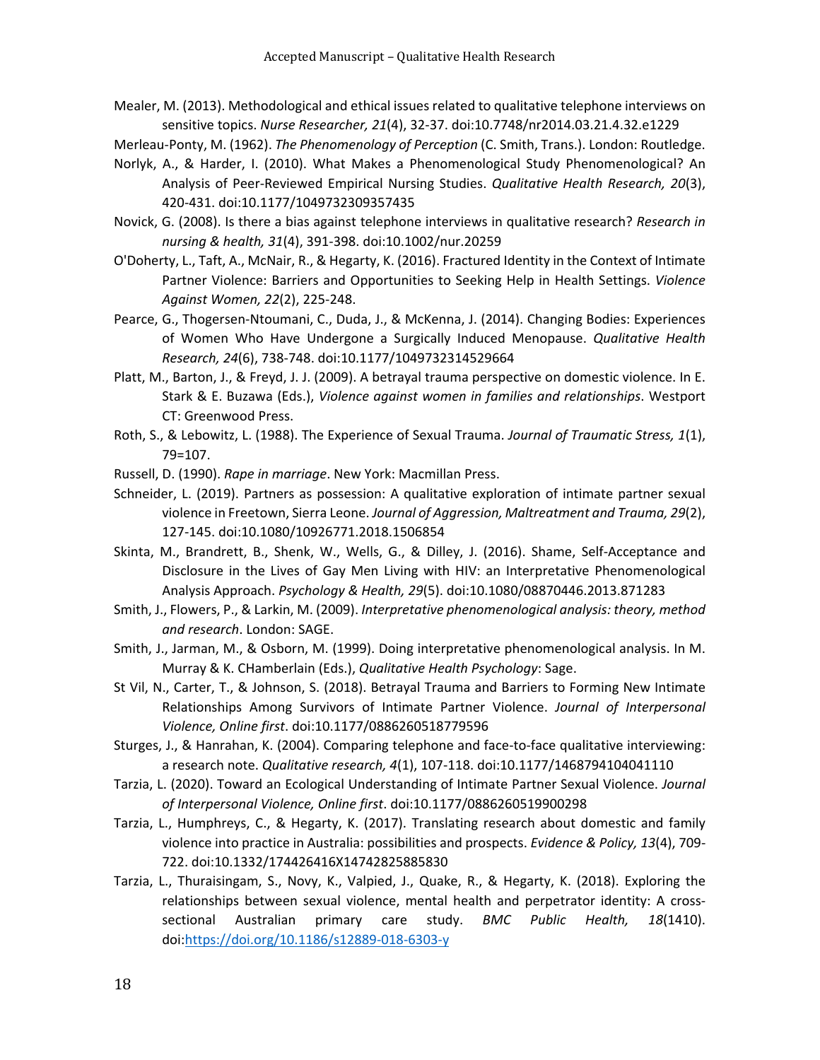Mealer, M. (2013). Methodological and ethical issues related to qualitative telephone interviews on sensitive topics. *Nurse Researcher, 21*(4), 32-37. doi:10.7748/nr2014.03.21.4.32.e1229

Merleau-Ponty, M. (1962). *The Phenomenology of Perception* (C. Smith, Trans.). London: Routledge.

Norlyk, A., & Harder, I. (2010). What Makes a Phenomenological Study Phenomenological? An Analysis of Peer-Reviewed Empirical Nursing Studies. *Qualitative Health Research, 20*(3), 420-431. doi:10.1177/1049732309357435

Novick, G. (2008). Is there a bias against telephone interviews in qualitative research? *Research in nursing & health, 31*(4), 391-398. doi:10.1002/nur.20259

O'Doherty, L., Taft, A., McNair, R., & Hegarty, K. (2016). Fractured Identity in the Context of Intimate Partner Violence: Barriers and Opportunities to Seeking Help in Health Settings. *Violence Against Women, 22*(2), 225-248.

Pearce, G., Thogersen-Ntoumani, C., Duda, J., & McKenna, J. (2014). Changing Bodies: Experiences of Women Who Have Undergone a Surgically Induced Menopause. *Qualitative Health Research, 24*(6), 738-748. doi:10.1177/1049732314529664

Platt, M., Barton, J., & Freyd, J. J. (2009). A betrayal trauma perspective on domestic violence. In E. Stark & E. Buzawa (Eds.), *Violence against women in families and relationships*. Westport CT: Greenwood Press.

Roth, S., & Lebowitz, L. (1988). The Experience of Sexual Trauma. *Journal of Traumatic Stress, 1*(1), 79=107.

Russell, D. (1990). *Rape in marriage*. New York: Macmillan Press.

Schneider, L. (2019). Partners as possession: A qualitative exploration of intimate partner sexual violence in Freetown, Sierra Leone. *Journal of Aggression, Maltreatment and Trauma, 29*(2), 127-145. doi:10.1080/10926771.2018.1506854

Skinta, M., Brandrett, B., Shenk, W., Wells, G., & Dilley, J. (2016). Shame, Self-Acceptance and Disclosure in the Lives of Gay Men Living with HIV: an Interpretative Phenomenological Analysis Approach. *Psychology & Health, 29*(5). doi:10.1080/08870446.2013.871283

Smith, J., Flowers, P., & Larkin, M. (2009). *Interpretative phenomenological analysis: theory, method and research*. London: SAGE.

Smith, J., Jarman, M., & Osborn, M. (1999). Doing interpretative phenomenological analysis. In M. Murray & K. CHamberlain (Eds.), *Qualitative Health Psychology*: Sage.

St Vil, N., Carter, T., & Johnson, S. (2018). Betrayal Trauma and Barriers to Forming New Intimate Relationships Among Survivors of Intimate Partner Violence. *Journal of Interpersonal Violence, Online first*. doi:10.1177/0886260518779596

Sturges, J., & Hanrahan, K. (2004). Comparing telephone and face-to-face qualitative interviewing: a research note. *Qualitative research, 4*(1), 107-118. doi:10.1177/1468794104041110

Tarzia, L. (2020). Toward an Ecological Understanding of Intimate Partner Sexual Violence. *Journal of Interpersonal Violence, Online first*. doi:10.1177/0886260519900298

Tarzia, L., Humphreys, C., & Hegarty, K. (2017). Translating research about domestic and family violence into practice in Australia: possibilities and prospects. *Evidence & Policy, 13*(4), 709-722. doi:10.1332/174426416X14742825885830

Tarzia, L., Thuraisingam, S., Novy, K., Valpied, J., Quake, R., & Hegarty, K. (2018). Exploring the relationships between sexual violence, mental health and perpetrator identity: A cross-sectional Australian primary care study. *BMC Public Health, 18*(1410). doi:https://doi.org/10.1186/s12889-018-6303-y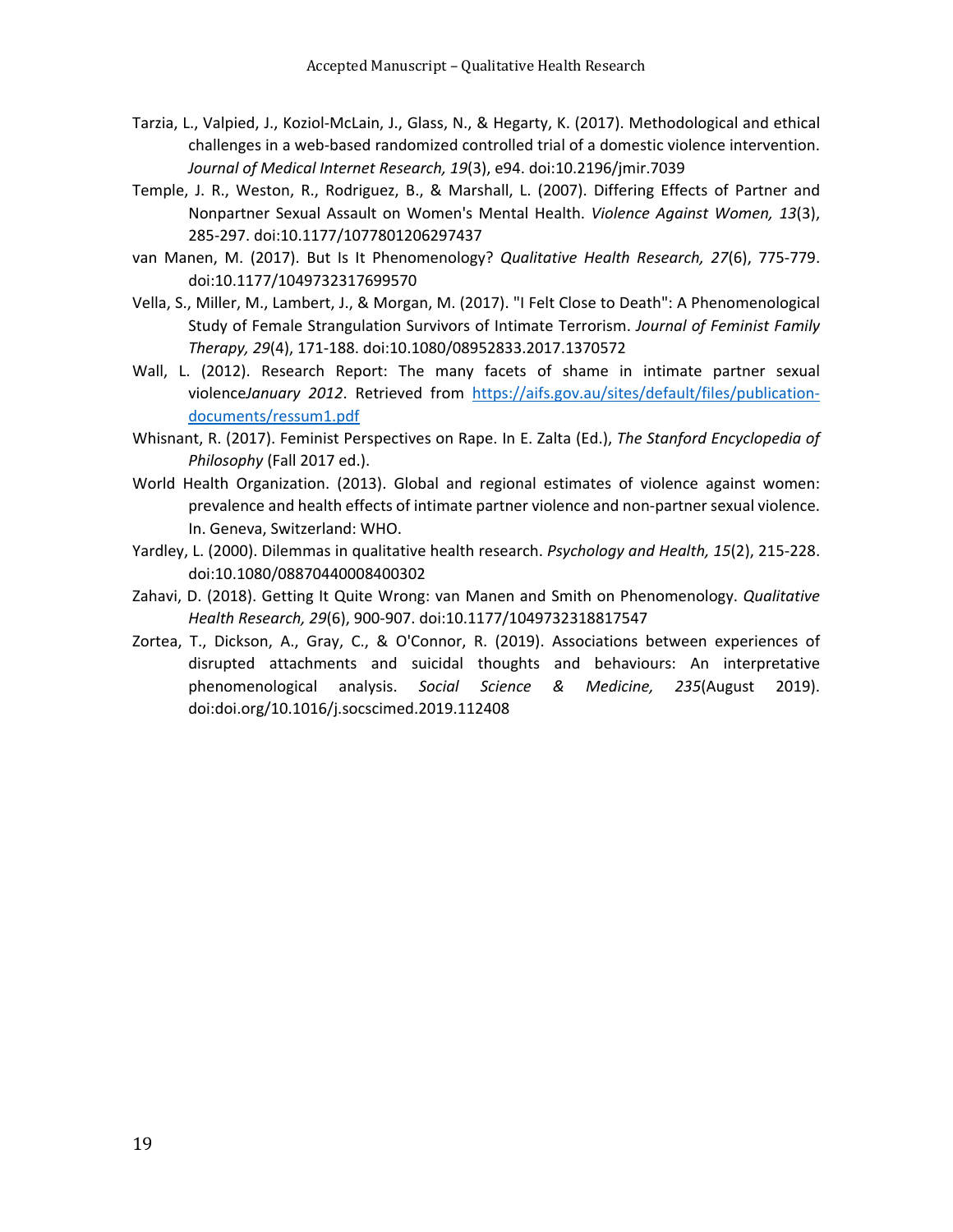Tarzia, L., Valpied, J., Koziol-McLain, J., Glass, N., & Hegarty, K. (2017). Methodological and ethical challenges in a web-based randomized controlled trial of a domestic violence intervention. *Journal of Medical Internet Research, 19*(3), e94. doi:10.2196/jmir.7039

Temple, J. R., Weston, R., Rodriguez, B., & Marshall, L. (2007). Differing Effects of Partner and Nonpartner Sexual Assault on Women's Mental Health. *Violence Against Women, 13*(3), 285-297. doi:10.1177/1077801206297437

van Manen, M. (2017). But Is It Phenomenology? *Qualitative Health Research, 27*(6), 775-779. doi:10.1177/1049732317699570

Vella, S., Miller, M., Lambert, J., & Morgan, M. (2017). "I Felt Close to Death": A Phenomenological Study of Female Strangulation Survivors of Intimate Terrorism. *Journal of Feminist Family Therapy, 29*(4), 171-188. doi:10.1080/08952833.2017.1370572

Wall, L. (2012). Research Report: The many facets of shame in intimate partner sexual violence*January 2012*. Retrieved from https://aifs.gov.au/sites/default/files/publication-documents/ressum1.pdf

Whisnant, R. (2017). Feminist Perspectives on Rape. In E. Zalta (Ed.), *The Stanford Encyclopedia of Philosophy* (Fall 2017 ed.).

World Health Organization. (2013). Global and regional estimates of violence against women: prevalence and health effects of intimate partner violence and non-partner sexual violence. In. Geneva, Switzerland: WHO.

Yardley, L. (2000). Dilemmas in qualitative health research. *Psychology and Health, 15*(2), 215-228. doi:10.1080/08870440008400302

Zahavi, D. (2018). Getting It Quite Wrong: van Manen and Smith on Phenomenology. *Qualitative Health Research, 29*(6), 900-907. doi:10.1177/1049732318817547

Zortea, T., Dickson, A., Gray, C., & O'Connor, R. (2019). Associations between experiences of disrupted attachments and suicidal thoughts and behaviours: An interpretative phenomenological analysis. *Social Science & Medicine, 235*(August 2019). doi:doi.org/10.1016/j.socscimed.2019.112408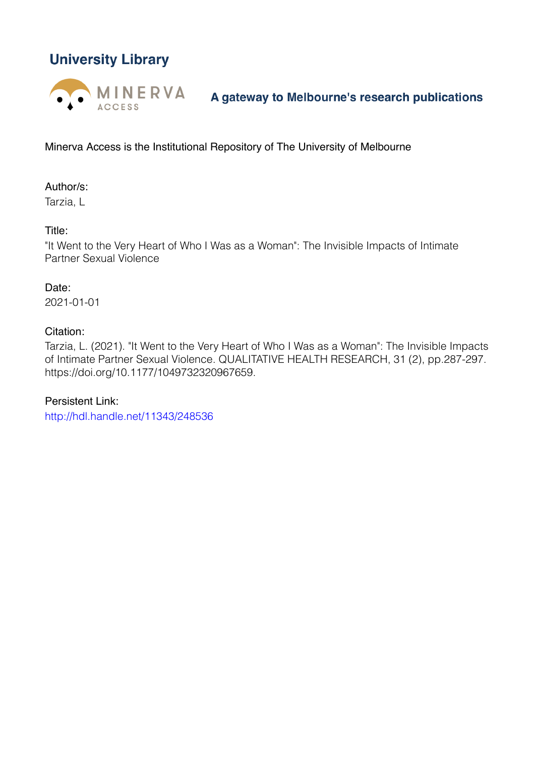# University Library

MINERVA ACCESS

**A gateway to Melbourne's research publications**

Minerva Access is the Institutional Repository of The University of Melbourne

Author/s:
Tarzia, L

Title:
"It Went to the Very Heart of Who I Was as a Woman": The Invisible Impacts of Intimate Partner Sexual Violence

Date:
2021-01-01

Citation:
Tarzia, L. (2021). "It Went to the Very Heart of Who I Was as a Woman": The Invisible Impacts of Intimate Partner Sexual Violence. QUALITATIVE HEALTH RESEARCH, 31 (2), pp.287-297. https://doi.org/10.1177/1049732320967659.

Persistent Link:
http://hdl.handle.net/11343/248536